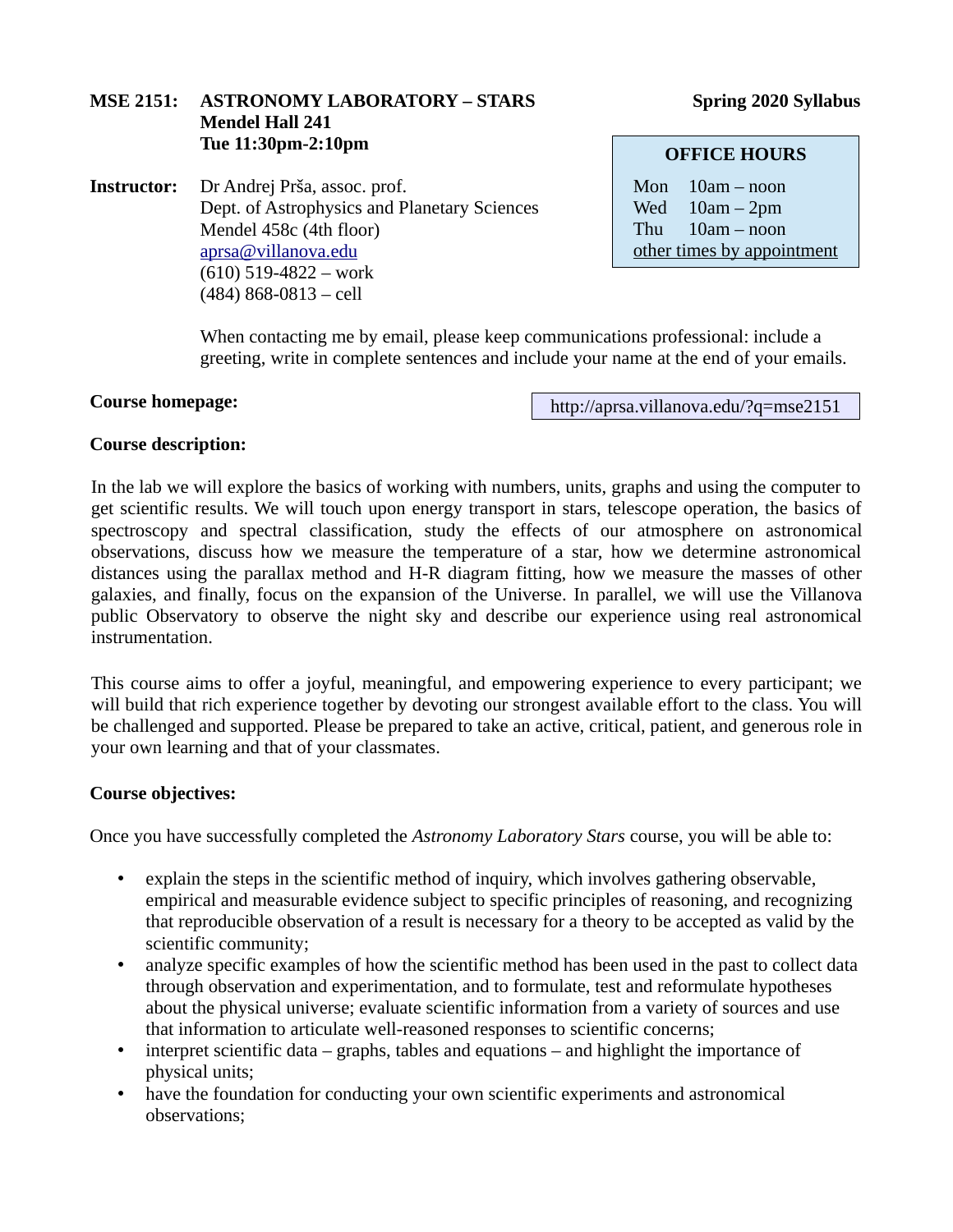**MSE 2151: ASTRONOMY LABORATORY – STARS**
**Mendel Hall 241**
**Tue 11:30pm-2:10pm**

**Spring 2020 Syllabus**

**Instructor:** Dr Andrej Prša, assoc. prof.
Dept. of Astrophysics and Planetary Sciences
Mendel 458c (4th floor)
aprsa@villanova.edu
(610) 519-4822 – work
(484) 868-0813 – cell

**OFFICE HOURS**

| | |
|---|---|
| Mon | 10am – noon |
| Wed | 10am – 2pm |
| Thu | 10am – noon |

other times by appointment

When contacting me by email, please keep communications professional: include a greeting, write in complete sentences and include your name at the end of your emails.

**Course homepage:** http://aprsa.villanova.edu/?q=mse2151

**Course description:**

In the lab we will explore the basics of working with numbers, units, graphs and using the computer to get scientific results. We will touch upon energy transport in stars, telescope operation, the basics of spectroscopy and spectral classification, study the effects of our atmosphere on astronomical observations, discuss how we measure the temperature of a star, how we determine astronomical distances using the parallax method and H-R diagram fitting, how we measure the masses of other galaxies, and finally, focus on the expansion of the Universe. In parallel, we will use the Villanova public Observatory to observe the night sky and describe our experience using real astronomical instrumentation.

This course aims to offer a joyful, meaningful, and empowering experience to every participant; we will build that rich experience together by devoting our strongest available effort to the class. You will be challenged and supported. Please be prepared to take an active, critical, patient, and generous role in your own learning and that of your classmates.

**Course objectives:**

Once you have successfully completed the *Astronomy Laboratory Stars* course, you will be able to:

- explain the steps in the scientific method of inquiry, which involves gathering observable, empirical and measurable evidence subject to specific principles of reasoning, and recognizing that reproducible observation of a result is necessary for a theory to be accepted as valid by the scientific community;
- analyze specific examples of how the scientific method has been used in the past to collect data through observation and experimentation, and to formulate, test and reformulate hypotheses about the physical universe; evaluate scientific information from a variety of sources and use that information to articulate well-reasoned responses to scientific concerns;
- interpret scientific data – graphs, tables and equations – and highlight the importance of physical units;
- have the foundation for conducting your own scientific experiments and astronomical observations;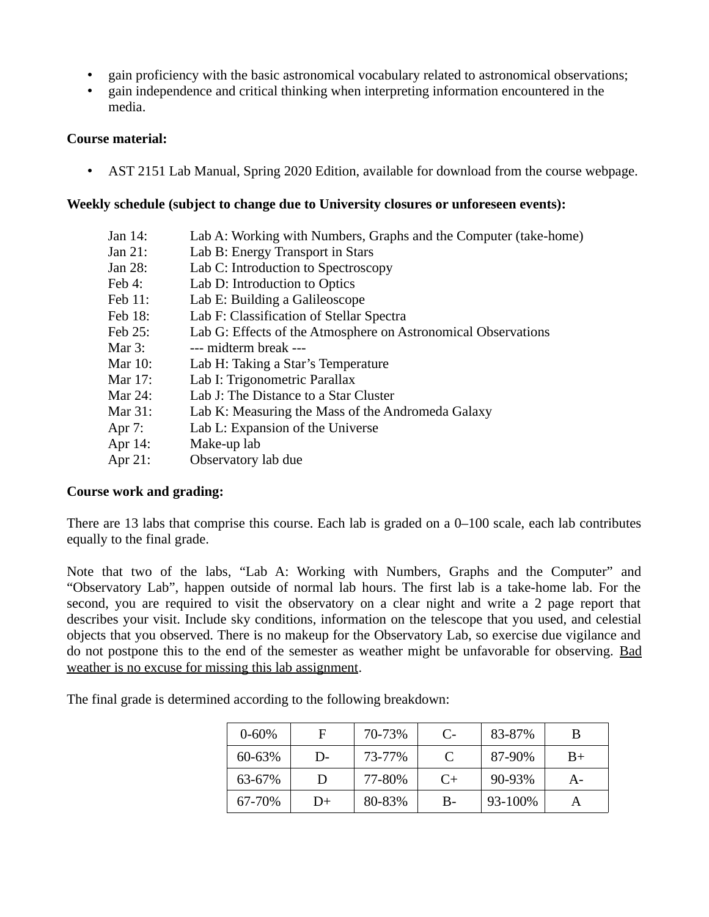- gain proficiency with the basic astronomical vocabulary related to astronomical observations;
- gain independence and critical thinking when interpreting information encountered in the media.

**Course material:**

- AST 2151 Lab Manual, Spring 2020 Edition, available for download from the course webpage.

**Weekly schedule (subject to change due to University closures or unforeseen events):**

| | |
|---|---|
| Jan 14: | Lab A: Working with Numbers, Graphs and the Computer (take-home) |
| Jan 21: | Lab B: Energy Transport in Stars |
| Jan 28: | Lab C: Introduction to Spectroscopy |
| Feb 4: | Lab D: Introduction to Optics |
| Feb 11: | Lab E: Building a Galileoscope |
| Feb 18: | Lab F: Classification of Stellar Spectra |
| Feb 25: | Lab G: Effects of the Atmosphere on Astronomical Observations |
| Mar 3: | --- midterm break --- |
| Mar 10: | Lab H: Taking a Star's Temperature |
| Mar 17: | Lab I: Trigonometric Parallax |
| Mar 24: | Lab J: The Distance to a Star Cluster |
| Mar 31: | Lab K: Measuring the Mass of the Andromeda Galaxy |
| Apr 7: | Lab L: Expansion of the Universe |
| Apr 14: | Make-up lab |
| Apr 21: | Observatory lab due |

**Course work and grading:**

There are 13 labs that comprise this course. Each lab is graded on a 0–100 scale, each lab contributes equally to the final grade.

Note that two of the labs, "Lab A: Working with Numbers, Graphs and the Computer" and "Observatory Lab", happen outside of normal lab hours. The first lab is a take-home lab. For the second, you are required to visit the observatory on a clear night and write a 2 page report that describes your visit. Include sky conditions, information on the telescope that you used, and celestial objects that you observed. There is no makeup for the Observatory Lab, so exercise due vigilance and do not postpone this to the end of the semester as weather might be unfavorable for observing. <u>Bad weather is no excuse for missing this lab assignment</u>.

The final grade is determined according to the following breakdown:

| | | | | | |
|---|---|---|---|---|---|
| 0-60% | F | 70-73% | C- | 83-87% | B |
| 60-63% | D- | 73-77% | C | 87-90% | B+ |
| 63-67% | D | 77-80% | C+ | 90-93% | A- |
| 67-70% | D+ | 80-83% | B- | 93-100% | A |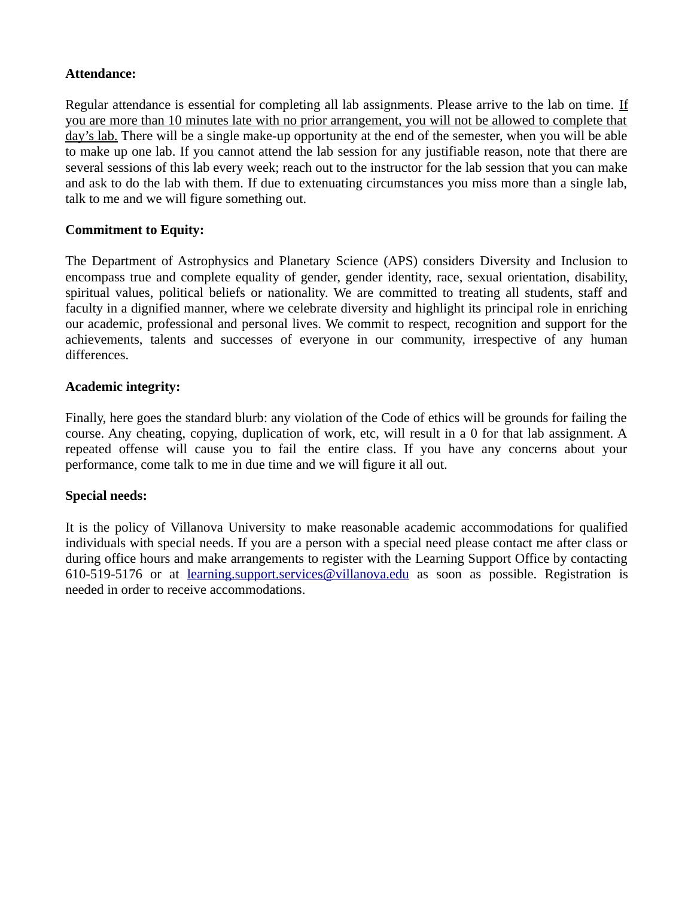**Attendance:**

Regular attendance is essential for completing all lab assignments. Please arrive to the lab on time. <u>If you are more than 10 minutes late with no prior arrangement, you will not be allowed to complete that day's lab.</u> There will be a single make-up opportunity at the end of the semester, when you will be able to make up one lab. If you cannot attend the lab session for any justifiable reason, note that there are several sessions of this lab every week; reach out to the instructor for the lab session that you can make and ask to do the lab with them. If due to extenuating circumstances you miss more than a single lab, talk to me and we will figure something out.

**Commitment to Equity:**

The Department of Astrophysics and Planetary Science (APS) considers Diversity and Inclusion to encompass true and complete equality of gender, gender identity, race, sexual orientation, disability, spiritual values, political beliefs or nationality. We are committed to treating all students, staff and faculty in a dignified manner, where we celebrate diversity and highlight its principal role in enriching our academic, professional and personal lives. We commit to respect, recognition and support for the achievements, talents and successes of everyone in our community, irrespective of any human differences.

**Academic integrity:**

Finally, here goes the standard blurb: any violation of the Code of ethics will be grounds for failing the course. Any cheating, copying, duplication of work, etc, will result in a 0 for that lab assignment. A repeated offense will cause you to fail the entire class. If you have any concerns about your performance, come talk to me in due time and we will figure it all out.

**Special needs:**

It is the policy of Villanova University to make reasonable academic accommodations for qualified individuals with special needs. If you are a person with a special need please contact me after class or during office hours and make arrangements to register with the Learning Support Office by contacting 610-519-5176 or at learning.support.services@villanova.edu as soon as possible. Registration is needed in order to receive accommodations.